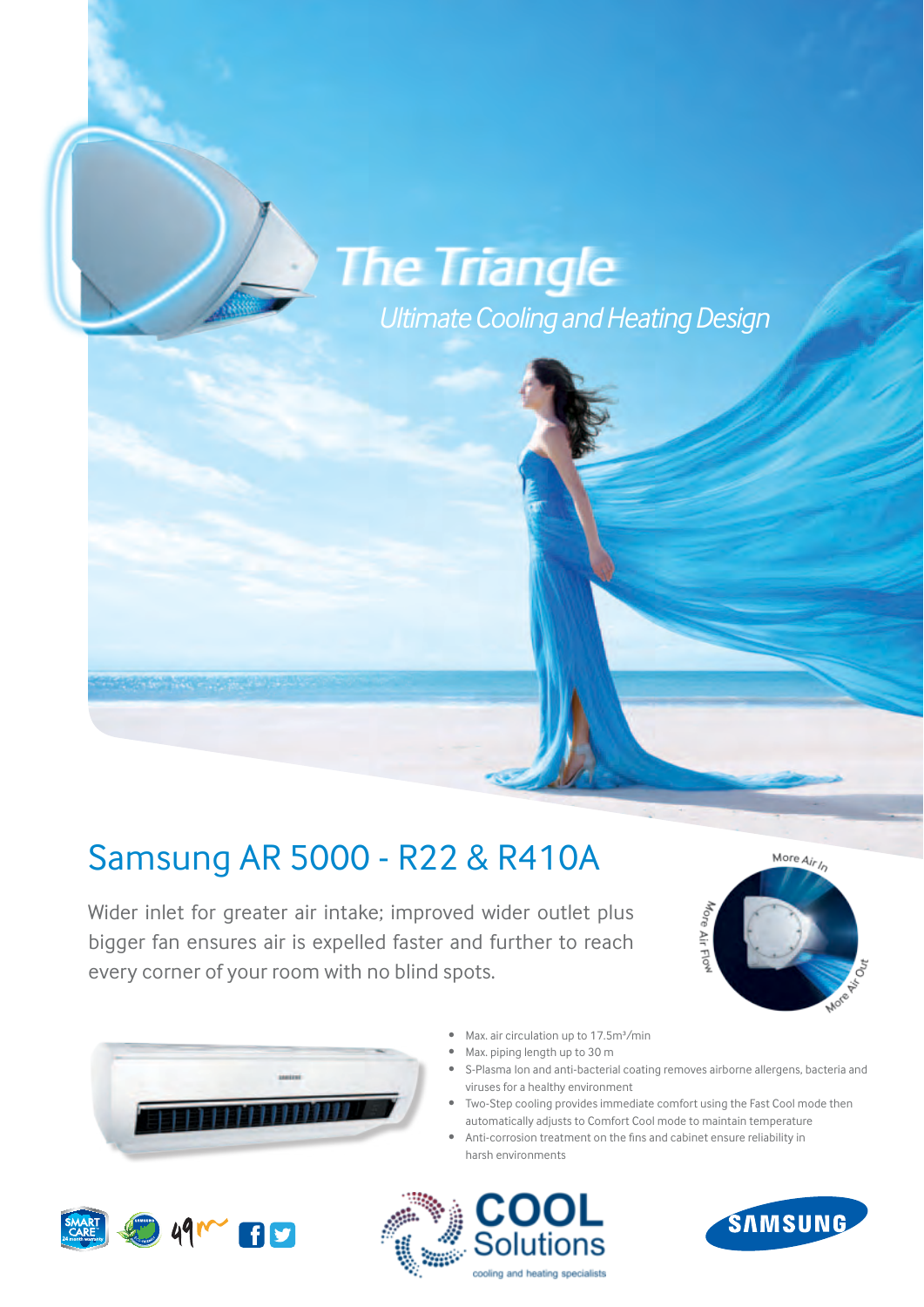# The Triangle

*Ultimate Cooling and Heating Design*

## Samsung AR 5000 - R22 & R410A

Wider inlet for greater air intake; improved wider outlet plus bigger fan ensures air is expelled faster and further to reach every corner of your room with no blind spots.

More Air In

More Air Flow

More Air Out

- Max. air circulation up to 17.5m³/min
- Max. piping length up to 30 m
- S-Plasma Ion and anti-bacterial coating removes airborne allergens, bacteria and viruses for a healthy environment
- Two-Step cooling provides immediate comfort using the Fast Cool mode then automatically adjusts to Comfort Cool mode to maintain temperature
- Anti-corrosion treatment on the fins and cabinet ensure reliability in harsh environments

SMART CARE 24 month warranty

COOL Solutions

cooling and heating specialists

SAMSUNG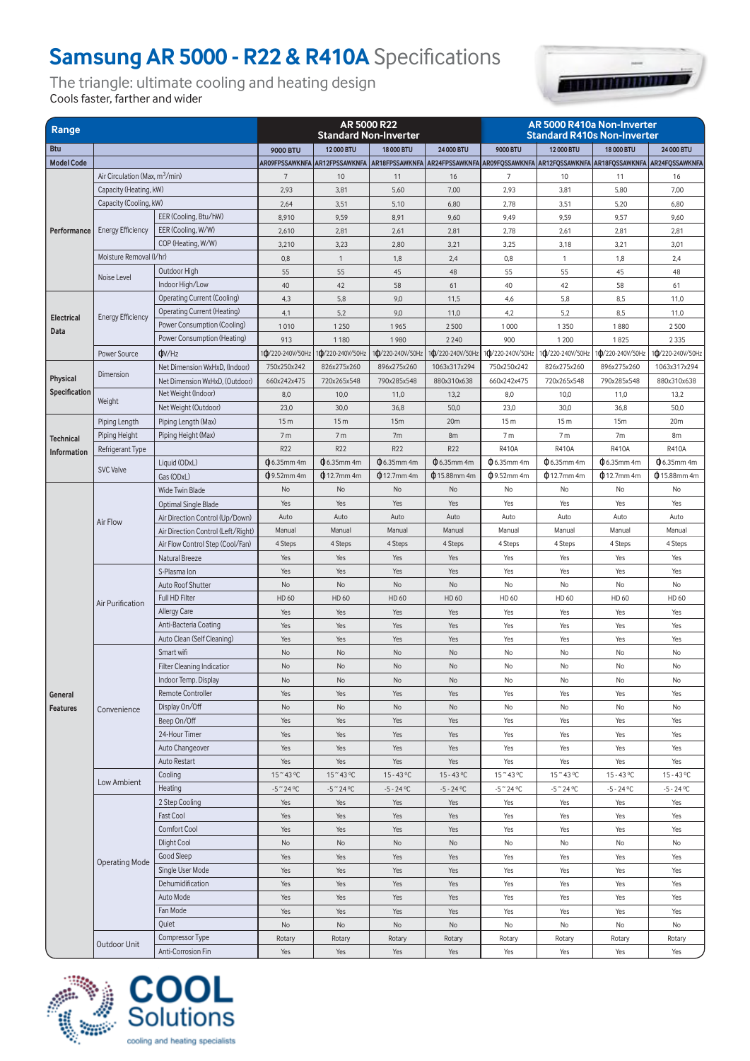# Samsung AR 5000 - R22 & R410A Specifications

The triangle: ultimate cooling and heating design

Cools faster, farther and wider

| Range | | | AR 5000 R22 Standard Non-Inverter | | | | AR 5000 R410a Non-Inverter Standard R410s Non-Inverter | | | |
|---|---|---|---|---|---|---|---|---|---|---|
| Btu | | | 9000 BTU | 12 000 BTU | 18 000 BTU | 24 000 BTU | 9000 BTU | 12 000 BTU | 18 000 BTU | 24 000 BTU |
| Model Code | | | AR09FPSSAWKNFA | AR12FPSSAWKNFA | AR18FPSSAWKNFA | AR24FPSSAWKNFA | AR09FQSSAWKNFA | AR12FQSSAWKNFA | AR18FQSSAWKNFA | AR24FQSSAWKNFA |
| Performance | Air Circulation (Max, m³/min) | | 7 | 10 | 11 | 16 | 7 | 10 | 11 | 16 |
| | Capacity (Heating, kW) | | 2,93 | 3,81 | 5,60 | 7,00 | 2,93 | 3,81 | 5,80 | 7,00 |
| | Capacity (Cooling, kW) | | 2,64 | 3,51 | 5,10 | 6,80 | 2,78 | 3,51 | 5,20 | 6,80 |
| | Energy Efficiency | EER (Cooling, Btu/hW) | 8,910 | 9,59 | 8,91 | 9,60 | 9,49 | 9,59 | 9,57 | 9,60 |
| | | EER (Cooling, W/W) | 2,610 | 2,81 | 2,61 | 2,81 | 2,78 | 2,61 | 2,81 | 2,81 |
| | | COP (Heating, W/W) | 3,210 | 3,23 | 2,80 | 3,21 | 3,25 | 3,18 | 3,21 | 3,01 |
| | Moisture Removal (l/hr) | | 0,8 | 1 | 1,8 | 2,4 | 0,8 | 1 | 1,8 | 2,4 |
| | Noise Level | Outdoor High | 55 | 55 | 45 | 48 | 55 | 55 | 45 | 48 |
| | | Indoor High/Low | 40 | 42 | 58 | 61 | 40 | 42 | 58 | 61 |
| Electrical Data | Energy Efficiency | Operating Current (Cooling) | 4,3 | 5,8 | 9,0 | 11,5 | 4,6 | 5,8 | 8,5 | 11,0 |
| | | Operating Current (Heating) | 4,1 | 5,2 | 9,0 | 11,0 | 4,2 | 5,2 | 8,5 | 11,0 |
| | | Power Consumption (Cooling) | 1 010 | 1 250 | 1 965 | 2 500 | 1 000 | 1 350 | 1 880 | 2 500 |
| | | Power Consumption (Heating) | 913 | 1 180 | 1 980 | 2 240 | 900 | 1 200 | 1 825 | 2 335 |
| | Power Source | Φ/V/Hz | 1Φ/220-240V/50Hz | 1Φ/220-240V/50Hz | 1Φ/220-240V/50Hz | 1Φ/220-240V/50Hz | 1Φ/220-240V/50Hz | 1Φ/220-240V/50Hz | 1Φ/220-240V/50Hz | 1Φ/220-240V/50Hz |
| Physical Specification | Dimension | Net Dimension WxHxD, (Indoor) | 750x250x242 | 826x275x260 | 896x275x260 | 1063x317x294 | 750x250x242 | 826x275x260 | 896x275x260 | 1063x317x294 |
| | | Net Dimension WxHxD, (Outdoor) | 660x242x475 | 720x265x548 | 790x285x548 | 880x310x638 | 660x242x475 | 720x265x548 | 790x285x548 | 880x310x638 |
| | Weight | Net Weight (Indoor) | 8,0 | 10,0 | 11,0 | 13,2 | 8,0 | 10,0 | 11,0 | 13,2 |
| | | Net Weight (Outdoor) | 23,0 | 30,0 | 36,8 | 50,0 | 23,0 | 30,0 | 36,8 | 50,0 |
| Technical Information | Piping Length | Piping Length (Max) | 15 m | 15 m | 15m | 20m | 15 m | 15 m | 15m | 20m |
| | Piping Height | Piping Height (Max) | 7 m | 7 m | 7m | 8m | 7 m | 7 m | 7m | 8m |
| | Refrigerant Type | | R22 | R22 | R22 | R22 | R410A | R410A | R410A | R410A |
| | SVC Valve | Liquid (ODxL) | Φ6.35mm 4m | Φ6.35mm 4m | Φ6.35mm 4m | Φ6.35mm 4m | Φ6.35mm 4m | Φ6.35mm 4m | Φ6.35mm 4m | Φ6.35mm 4m |
| | | Gas (ODxL) | Φ9.52mm 4m | Φ12.7mm 4m | Φ12.7mm 4m | Φ15.88mm 4m | Φ9.52mm 4m | Φ12.7mm 4m | Φ12.7mm 4m | Φ15.88mm 4m |
| General Features | Air Flow | Wide Twin Blade | No | No | No | No | No | No | No | No |
| | | Optimal Single Blade | Yes | Yes | Yes | Yes | Yes | Yes | Yes | Yes |
| | | Air Direction Control (Up/Down) | Auto | Auto | Auto | Auto | Auto | Auto | Auto | Auto |
| | | Air Direction Control (Left/Right) | Manual | Manual | Manual | Manual | Manual | Manual | Manual | Manual |
| | | Air Flow Control Step (Cool/Fan) | 4 Steps | 4 Steps | 4 Steps | 4 Steps | 4 Steps | 4 Steps | 4 Steps | 4 Steps |
| | | Natural Breeze | Yes | Yes | Yes | Yes | Yes | Yes | Yes | Yes |
| | Air Purification | S-Plasma Ion | Yes | Yes | Yes | Yes | Yes | Yes | Yes | Yes |
| | | Auto Roof Shutter | No | No | No | No | No | No | No | No |
| | | Full HD Filter | HD 60 | HD 60 | HD 60 | HD 60 | HD 60 | HD 60 | HD 60 | HD 60 |
| | | Allergy Care | Yes | Yes | Yes | Yes | Yes | Yes | Yes | Yes |
| | | Anti-Bacteria Coating | Yes | Yes | Yes | Yes | Yes | Yes | Yes | Yes |
| | | Auto Clean (Self Cleaning) | Yes | Yes | Yes | Yes | Yes | Yes | Yes | Yes |
| | Convenience | Smart wifi | No | No | No | No | No | No | No | No |
| | | Filter Cleaning Indicator | No | No | No | No | No | No | No | No |
| | | Indoor Temp. Display | No | No | No | No | No | No | No | No |
| | | Remote Controller | Yes | Yes | Yes | Yes | Yes | Yes | Yes | Yes |
| | | Display On/Off | No | No | No | No | No | No | No | No |
| | | Beep On/Off | Yes | Yes | Yes | Yes | Yes | Yes | Yes | Yes |
| | | 24-Hour Timer | Yes | Yes | Yes | Yes | Yes | Yes | Yes | Yes |
| | | Auto Changeover | Yes | Yes | Yes | Yes | Yes | Yes | Yes | Yes |
| | | Auto Restart | Yes | Yes | Yes | Yes | Yes | Yes | Yes | Yes |
| | Low Ambient | Cooling | 15 ~ 43 ºC | 15 ~ 43 ºC | 15 - 43 ºC | 15 - 43 ºC | 15 ~ 43 ºC | 15 ~ 43 ºC | 15 - 43 ºC | 15 - 43 ºC |
| | | Heating | -5 ~ 24 ºC | -5 ~ 24 ºC | -5 - 24 ºC | -5 - 24 ºC | -5 ~ 24 ºC | -5 ~ 24 ºC | -5 - 24 ºC | -5 - 24 ºC |
| | Operating Mode | 2 Step Cooling | Yes | Yes | Yes | Yes | Yes | Yes | Yes | Yes |
| | | Fast Cool | Yes | Yes | Yes | Yes | Yes | Yes | Yes | Yes |
| | | Comfort Cool | Yes | Yes | Yes | Yes | Yes | Yes | Yes | Yes |
| | | Dlight Cool | No | No | No | No | No | No | No | No |
| | | Good Sleep | Yes | Yes | Yes | Yes | Yes | Yes | Yes | Yes |
| | | Single User Mode | Yes | Yes | Yes | Yes | Yes | Yes | Yes | Yes |
| | | Dehumidification | Yes | Yes | Yes | Yes | Yes | Yes | Yes | Yes |
| | | Auto Mode | Yes | Yes | Yes | Yes | Yes | Yes | Yes | Yes |
| | | Fan Mode | Yes | Yes | Yes | Yes | Yes | Yes | Yes | Yes |
| | | Quiet | No | No | No | No | No | No | No | No |
| | Outdoor Unit | Compressor Type | Rotary | Rotary | Rotary | Rotary | Rotary | Rotary | Rotary | Rotary |
| | | Anti-Corrosion Fin | Yes | Yes | Yes | Yes | Yes | Yes | Yes | Yes |

COOL Solutions

cooling and heating specialists